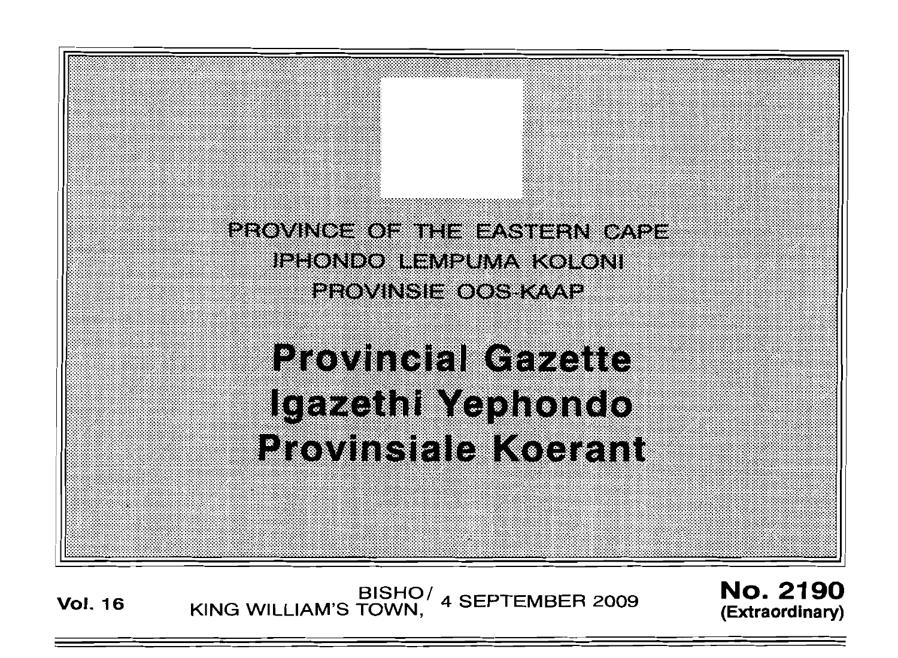PROVINCE OF THE EASTERN CAPE
IPHONDO LEMPUMA KOLONI
PROVINSIE OOS-KAAP

# Provincial Gazette
# Igazethi Yephondo
# Provinsiale Koerant

**Vol. 16** BISHO/ KING WILLIAM'S TOWN, 4 SEPTEMBER 2009 **No. 2190 (Extraordinary)**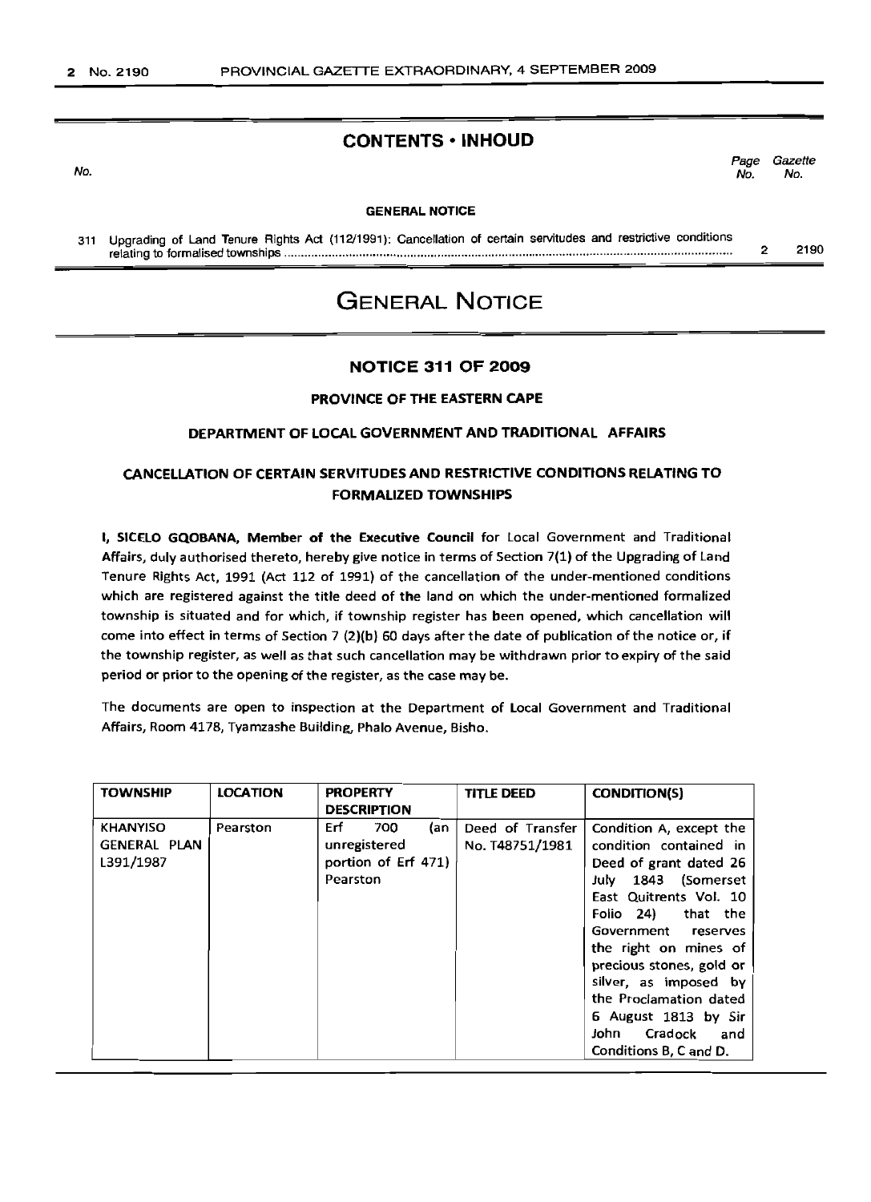## CONTENTS • INHOUD

| No. | | Page No. | Gazette No. |
|---|---|---|---|
| | **GENERAL NOTICE** | | |
| 311 | Upgrading of Land Tenure Rights Act (112/1991): Cancellation of certain servitudes and restrictive conditions relating to formalised townships | 2 | 2190 |

# GENERAL NOTICE

## NOTICE 311 OF 2009

### PROVINCE OF THE EASTERN CAPE

### DEPARTMENT OF LOCAL GOVERNMENT AND TRADITIONAL AFFAIRS

### CANCELLATION OF CERTAIN SERVITUDES AND RESTRICTIVE CONDITIONS RELATING TO FORMALIZED TOWNSHIPS

**I, SICELO GQOBANA, Member of the Executive Council** for Local Government and Traditional Affairs, duly authorised thereto, hereby give notice in terms of Section 7(1) of the Upgrading of Land Tenure Rights Act, 1991 (Act 112 of 1991) of the cancellation of the under-mentioned conditions which are registered against the title deed of the land on which the under-mentioned formalized township is situated and for which, if township register has been opened, which cancellation will come into effect in terms of Section 7 (2)(b) 60 days after the date of publication of the notice or, if the township register, as well as that such cancellation may be withdrawn prior to expiry of the said period or prior to the opening of the register, as the case may be.

The documents are open to inspection at the Department of Local Government and Traditional Affairs, Room 4178, Tyamzashe Building, Phalo Avenue, Bisho.

| TOWNSHIP | LOCATION | PROPERTY DESCRIPTION | TITLE DEED | CONDITION(S) |
|---|---|---|---|---|
| KHANYISO GENERAL PLAN L391/1987 | Pearston | Erf 700 (an unregistered portion of Erf 471) Pearston | Deed of Transfer No. T48751/1981 | Condition A, except the condition contained in Deed of grant dated 26 July 1843 (Somerset East Quitrents Vol. 10 Folio 24) that the Government reserves the right on mines of precious stones, gold or silver, as imposed by the Proclamation dated 6 August 1813 by Sir John Cradock and Conditions B, C and D. |